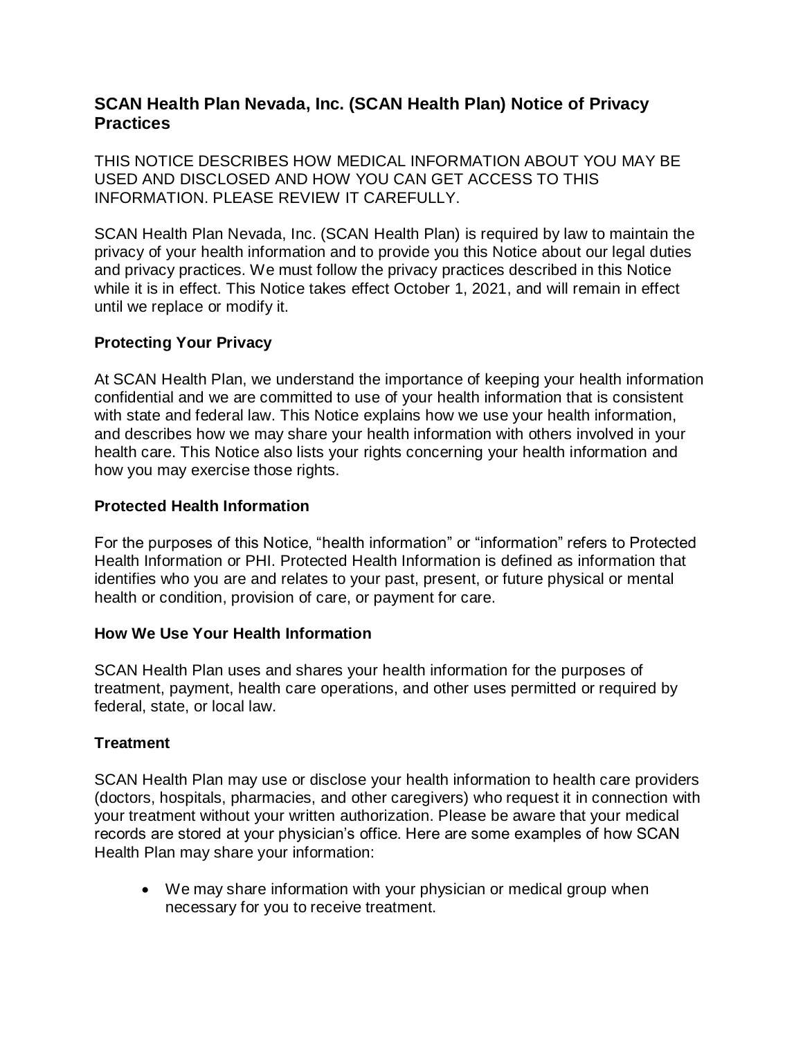# SCAN Health Plan Nevada, Inc. (SCAN Health Plan) Notice of Privacy Practices

THIS NOTICE DESCRIBES HOW MEDICAL INFORMATION ABOUT YOU MAY BE USED AND DISCLOSED AND HOW YOU CAN GET ACCESS TO THIS INFORMATION. PLEASE REVIEW IT CAREFULLY.

SCAN Health Plan Nevada, Inc. (SCAN Health Plan) is required by law to maintain the privacy of your health information and to provide you this Notice about our legal duties and privacy practices. We must follow the privacy practices described in this Notice while it is in effect. This Notice takes effect October 1, 2021, and will remain in effect until we replace or modify it.

## Protecting Your Privacy

At SCAN Health Plan, we understand the importance of keeping your health information confidential and we are committed to use of your health information that is consistent with state and federal law. This Notice explains how we use your health information, and describes how we may share your health information with others involved in your health care. This Notice also lists your rights concerning your health information and how you may exercise those rights.

## Protected Health Information

For the purposes of this Notice, "health information" or "information" refers to Protected Health Information or PHI. Protected Health Information is defined as information that identifies who you are and relates to your past, present, or future physical or mental health or condition, provision of care, or payment for care.

## How We Use Your Health Information

SCAN Health Plan uses and shares your health information for the purposes of treatment, payment, health care operations, and other uses permitted or required by federal, state, or local law.

## Treatment

SCAN Health Plan may use or disclose your health information to health care providers (doctors, hospitals, pharmacies, and other caregivers) who request it in connection with your treatment without your written authorization. Please be aware that your medical records are stored at your physician's office. Here are some examples of how SCAN Health Plan may share your information:

- We may share information with your physician or medical group when necessary for you to receive treatment.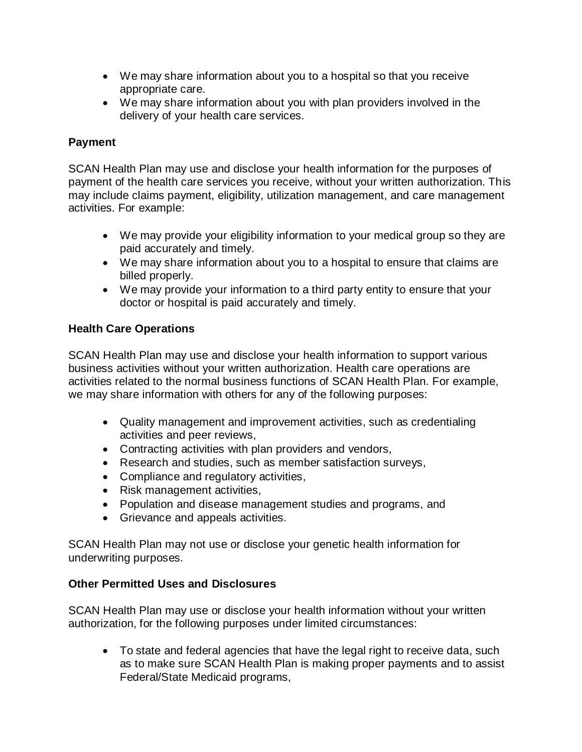- We may share information about you to a hospital so that you receive appropriate care.
- We may share information about you with plan providers involved in the delivery of your health care services.

**Payment**

SCAN Health Plan may use and disclose your health information for the purposes of payment of the health care services you receive, without your written authorization. This may include claims payment, eligibility, utilization management, and care management activities. For example:

- We may provide your eligibility information to your medical group so they are paid accurately and timely.
- We may share information about you to a hospital to ensure that claims are billed properly.
- We may provide your information to a third party entity to ensure that your doctor or hospital is paid accurately and timely.

**Health Care Operations**

SCAN Health Plan may use and disclose your health information to support various business activities without your written authorization. Health care operations are activities related to the normal business functions of SCAN Health Plan. For example, we may share information with others for any of the following purposes:

- Quality management and improvement activities, such as credentialing activities and peer reviews,
- Contracting activities with plan providers and vendors,
- Research and studies, such as member satisfaction surveys,
- Compliance and regulatory activities,
- Risk management activities,
- Population and disease management studies and programs, and
- Grievance and appeals activities.

SCAN Health Plan may not use or disclose your genetic health information for underwriting purposes.

**Other Permitted Uses and Disclosures**

SCAN Health Plan may use or disclose your health information without your written authorization, for the following purposes under limited circumstances:

- To state and federal agencies that have the legal right to receive data, such as to make sure SCAN Health Plan is making proper payments and to assist Federal/State Medicaid programs,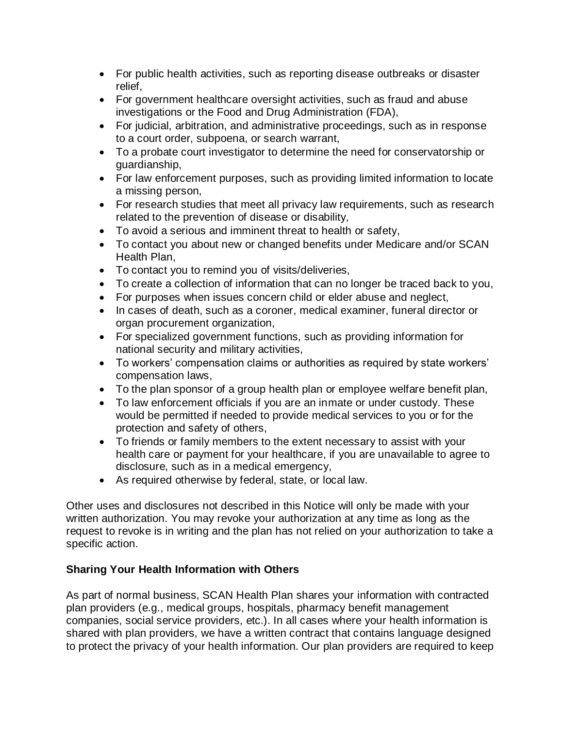- For public health activities, such as reporting disease outbreaks or disaster relief,
- For government healthcare oversight activities, such as fraud and abuse investigations or the Food and Drug Administration (FDA),
- For judicial, arbitration, and administrative proceedings, such as in response to a court order, subpoena, or search warrant,
- To a probate court investigator to determine the need for conservatorship or guardianship,
- For law enforcement purposes, such as providing limited information to locate a missing person,
- For research studies that meet all privacy law requirements, such as research related to the prevention of disease or disability,
- To avoid a serious and imminent threat to health or safety,
- To contact you about new or changed benefits under Medicare and/or SCAN Health Plan,
- To contact you to remind you of visits/deliveries,
- To create a collection of information that can no longer be traced back to you,
- For purposes when issues concern child or elder abuse and neglect,
- In cases of death, such as a coroner, medical examiner, funeral director or organ procurement organization,
- For specialized government functions, such as providing information for national security and military activities,
- To workers' compensation claims or authorities as required by state workers' compensation laws,
- To the plan sponsor of a group health plan or employee welfare benefit plan,
- To law enforcement officials if you are an inmate or under custody. These would be permitted if needed to provide medical services to you or for the protection and safety of others,
- To friends or family members to the extent necessary to assist with your health care or payment for your healthcare, if you are unavailable to agree to disclosure, such as in a medical emergency,
- As required otherwise by federal, state, or local law.

Other uses and disclosures not described in this Notice will only be made with your written authorization. You may revoke your authorization at any time as long as the request to revoke is in writing and the plan has not relied on your authorization to take a specific action.

**Sharing Your Health Information with Others**

As part of normal business, SCAN Health Plan shares your information with contracted plan providers (e.g., medical groups, hospitals, pharmacy benefit management companies, social service providers, etc.). In all cases where your health information is shared with plan providers, we have a written contract that contains language designed to protect the privacy of your health information. Our plan providers are required to keep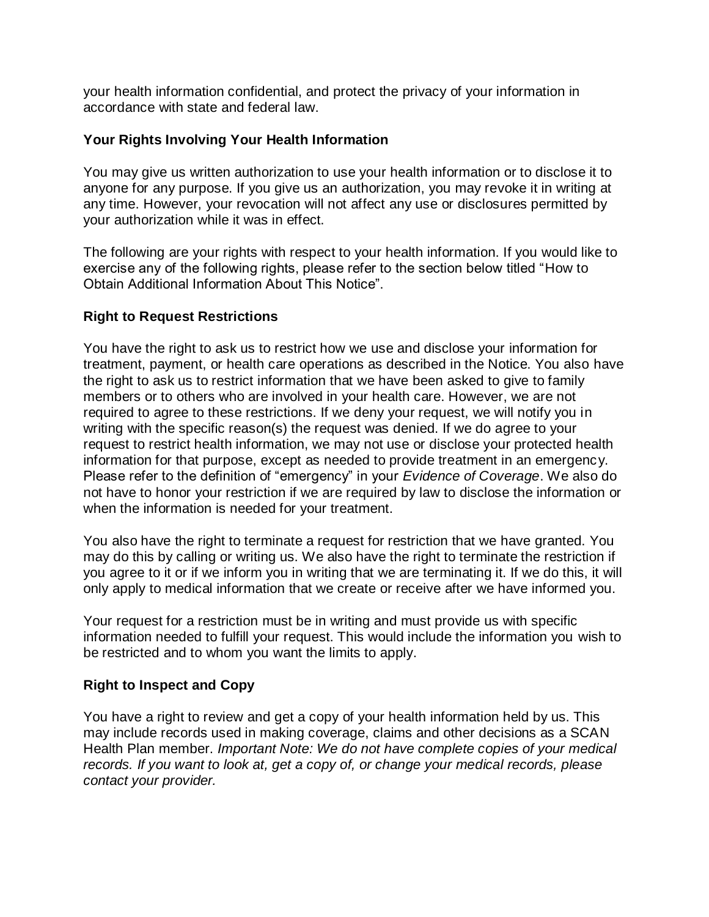your health information confidential, and protect the privacy of your information in accordance with state and federal law.

**Your Rights Involving Your Health Information**

You may give us written authorization to use your health information or to disclose it to anyone for any purpose. If you give us an authorization, you may revoke it in writing at any time. However, your revocation will not affect any use or disclosures permitted by your authorization while it was in effect.

The following are your rights with respect to your health information. If you would like to exercise any of the following rights, please refer to the section below titled "How to Obtain Additional Information About This Notice".

**Right to Request Restrictions**

You have the right to ask us to restrict how we use and disclose your information for treatment, payment, or health care operations as described in the Notice. You also have the right to ask us to restrict information that we have been asked to give to family members or to others who are involved in your health care. However, we are not required to agree to these restrictions. If we deny your request, we will notify you in writing with the specific reason(s) the request was denied. If we do agree to your request to restrict health information, we may not use or disclose your protected health information for that purpose, except as needed to provide treatment in an emergency. Please refer to the definition of "emergency" in your *Evidence of Coverage*. We also do not have to honor your restriction if we are required by law to disclose the information or when the information is needed for your treatment.

You also have the right to terminate a request for restriction that we have granted. You may do this by calling or writing us. We also have the right to terminate the restriction if you agree to it or if we inform you in writing that we are terminating it. If we do this, it will only apply to medical information that we create or receive after we have informed you.

Your request for a restriction must be in writing and must provide us with specific information needed to fulfill your request. This would include the information you wish to be restricted and to whom you want the limits to apply.

**Right to Inspect and Copy**

You have a right to review and get a copy of your health information held by us. This may include records used in making coverage, claims and other decisions as a SCAN Health Plan member. *Important Note: We do not have complete copies of your medical records. If you want to look at, get a copy of, or change your medical records, please contact your provider.*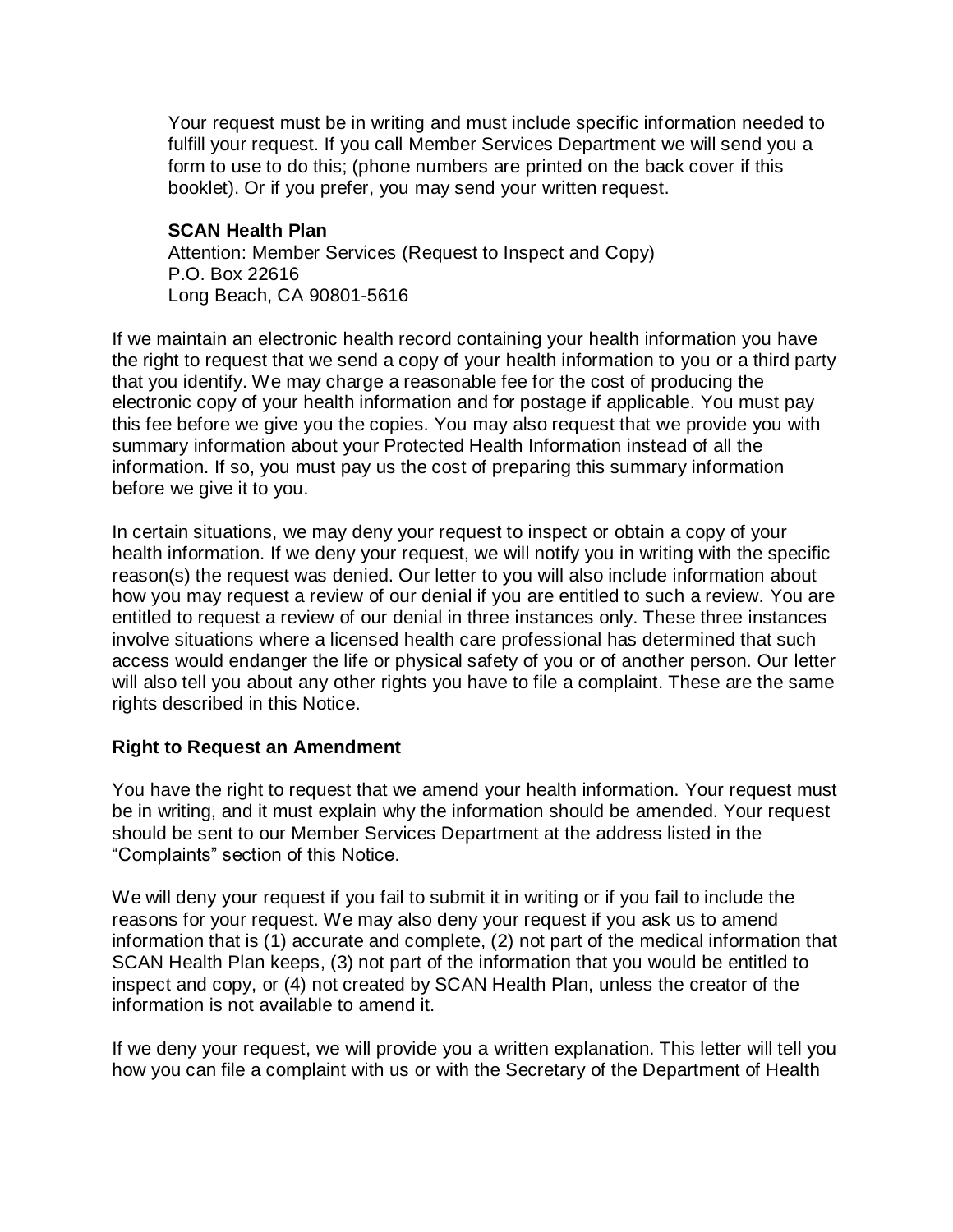Your request must be in writing and must include specific information needed to fulfill your request. If you call Member Services Department we will send you a form to use to do this; (phone numbers are printed on the back cover if this booklet). Or if you prefer, you may send your written request.

**SCAN Health Plan**
Attention: Member Services (Request to Inspect and Copy)
P.O. Box 22616
Long Beach, CA 90801-5616

If we maintain an electronic health record containing your health information you have the right to request that we send a copy of your health information to you or a third party that you identify. We may charge a reasonable fee for the cost of producing the electronic copy of your health information and for postage if applicable. You must pay this fee before we give you the copies. You may also request that we provide you with summary information about your Protected Health Information instead of all the information. If so, you must pay us the cost of preparing this summary information before we give it to you.

In certain situations, we may deny your request to inspect or obtain a copy of your health information. If we deny your request, we will notify you in writing with the specific reason(s) the request was denied. Our letter to you will also include information about how you may request a review of our denial if you are entitled to such a review. You are entitled to request a review of our denial in three instances only. These three instances involve situations where a licensed health care professional has determined that such access would endanger the life or physical safety of you or of another person. Our letter will also tell you about any other rights you have to file a complaint. These are the same rights described in this Notice.

### Right to Request an Amendment

You have the right to request that we amend your health information. Your request must be in writing, and it must explain why the information should be amended. Your request should be sent to our Member Services Department at the address listed in the "Complaints" section of this Notice.

We will deny your request if you fail to submit it in writing or if you fail to include the reasons for your request. We may also deny your request if you ask us to amend information that is (1) accurate and complete, (2) not part of the medical information that SCAN Health Plan keeps, (3) not part of the information that you would be entitled to inspect and copy, or (4) not created by SCAN Health Plan, unless the creator of the information is not available to amend it.

If we deny your request, we will provide you a written explanation. This letter will tell you how you can file a complaint with us or with the Secretary of the Department of Health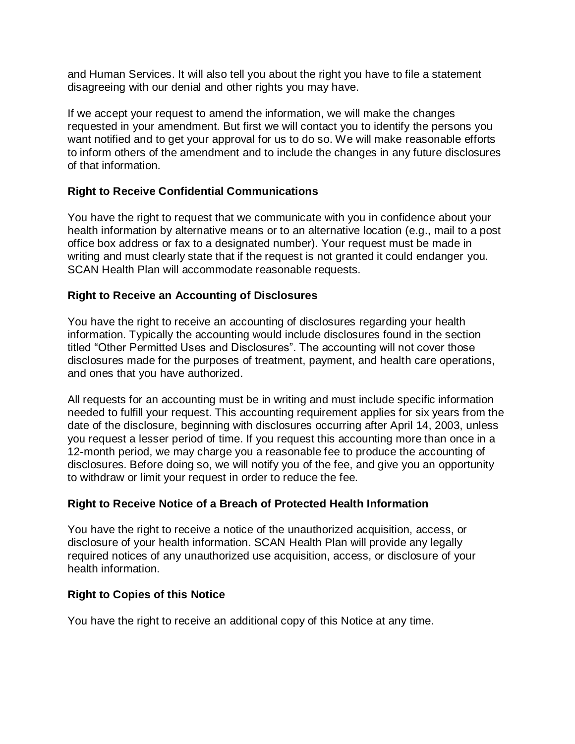and Human Services. It will also tell you about the right you have to file a statement disagreeing with our denial and other rights you may have.

If we accept your request to amend the information, we will make the changes requested in your amendment. But first we will contact you to identify the persons you want notified and to get your approval for us to do so. We will make reasonable efforts to inform others of the amendment and to include the changes in any future disclosures of that information.

### Right to Receive Confidential Communications

You have the right to request that we communicate with you in confidence about your health information by alternative means or to an alternative location (e.g., mail to a post office box address or fax to a designated number). Your request must be made in writing and must clearly state that if the request is not granted it could endanger you. SCAN Health Plan will accommodate reasonable requests.

### Right to Receive an Accounting of Disclosures

You have the right to receive an accounting of disclosures regarding your health information. Typically the accounting would include disclosures found in the section titled "Other Permitted Uses and Disclosures". The accounting will not cover those disclosures made for the purposes of treatment, payment, and health care operations, and ones that you have authorized.

All requests for an accounting must be in writing and must include specific information needed to fulfill your request. This accounting requirement applies for six years from the date of the disclosure, beginning with disclosures occurring after April 14, 2003, unless you request a lesser period of time. If you request this accounting more than once in a 12-month period, we may charge you a reasonable fee to produce the accounting of disclosures. Before doing so, we will notify you of the fee, and give you an opportunity to withdraw or limit your request in order to reduce the fee.

### Right to Receive Notice of a Breach of Protected Health Information

You have the right to receive a notice of the unauthorized acquisition, access, or disclosure of your health information. SCAN Health Plan will provide any legally required notices of any unauthorized use acquisition, access, or disclosure of your health information.

### Right to Copies of this Notice

You have the right to receive an additional copy of this Notice at any time.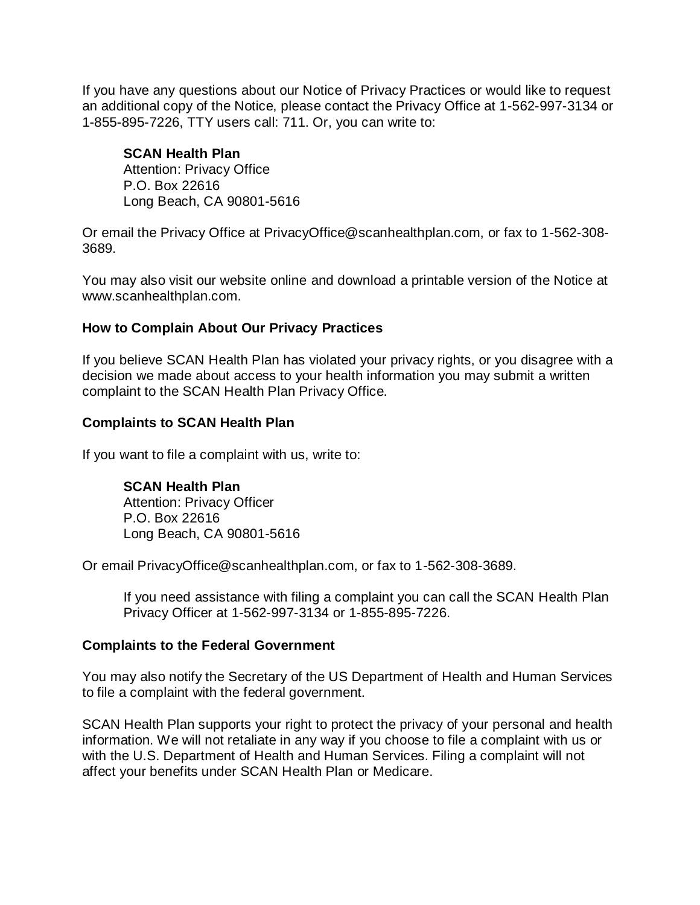If you have any questions about our Notice of Privacy Practices or would like to request an additional copy of the Notice, please contact the Privacy Office at 1-562-997-3134 or 1-855-895-7226, TTY users call: 711. Or, you can write to:

> **SCAN Health Plan**
> Attention: Privacy Office
> P.O. Box 22616
> Long Beach, CA 90801-5616

Or email the Privacy Office at PrivacyOffice@scanhealthplan.com, or fax to 1-562-308-3689.

You may also visit our website online and download a printable version of the Notice at www.scanhealthplan.com.

### How to Complain About Our Privacy Practices

If you believe SCAN Health Plan has violated your privacy rights, or you disagree with a decision we made about access to your health information you may submit a written complaint to the SCAN Health Plan Privacy Office.

### Complaints to SCAN Health Plan

If you want to file a complaint with us, write to:

> **SCAN Health Plan**
> Attention: Privacy Officer
> P.O. Box 22616
> Long Beach, CA 90801-5616

Or email PrivacyOffice@scanhealthplan.com, or fax to 1-562-308-3689.

> If you need assistance with filing a complaint you can call the SCAN Health Plan Privacy Officer at 1-562-997-3134 or 1-855-895-7226.

### Complaints to the Federal Government

You may also notify the Secretary of the US Department of Health and Human Services to file a complaint with the federal government.

SCAN Health Plan supports your right to protect the privacy of your personal and health information. We will not retaliate in any way if you choose to file a complaint with us or with the U.S. Department of Health and Human Services. Filing a complaint will not affect your benefits under SCAN Health Plan or Medicare.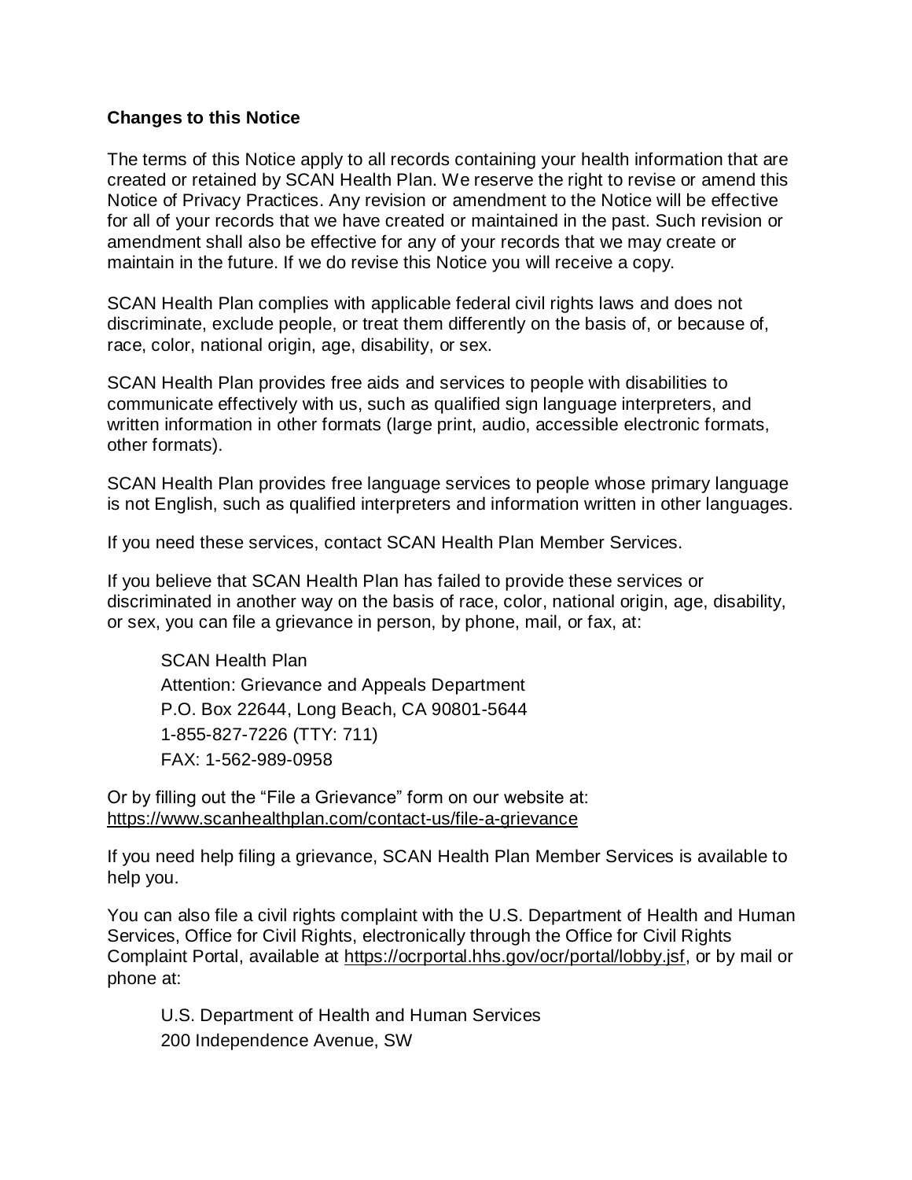**Changes to this Notice**

The terms of this Notice apply to all records containing your health information that are created or retained by SCAN Health Plan. We reserve the right to revise or amend this Notice of Privacy Practices. Any revision or amendment to the Notice will be effective for all of your records that we have created or maintained in the past. Such revision or amendment shall also be effective for any of your records that we may create or maintain in the future. If we do revise this Notice you will receive a copy.

SCAN Health Plan complies with applicable federal civil rights laws and does not discriminate, exclude people, or treat them differently on the basis of, or because of, race, color, national origin, age, disability, or sex.

SCAN Health Plan provides free aids and services to people with disabilities to communicate effectively with us, such as qualified sign language interpreters, and written information in other formats (large print, audio, accessible electronic formats, other formats).

SCAN Health Plan provides free language services to people whose primary language is not English, such as qualified interpreters and information written in other languages.

If you need these services, contact SCAN Health Plan Member Services.

If you believe that SCAN Health Plan has failed to provide these services or discriminated in another way on the basis of race, color, national origin, age, disability, or sex, you can file a grievance in person, by phone, mail, or fax, at:

SCAN Health Plan
Attention: Grievance and Appeals Department
P.O. Box 22644, Long Beach, CA 90801-5644
1-855-827-7226 (TTY: 711)
FAX: 1-562-989-0958

Or by filling out the "File a Grievance" form on our website at: https://www.scanhealthplan.com/contact-us/file-a-grievance

If you need help filing a grievance, SCAN Health Plan Member Services is available to help you.

You can also file a civil rights complaint with the U.S. Department of Health and Human Services, Office for Civil Rights, electronically through the Office for Civil Rights Complaint Portal, available at https://ocrportal.hhs.gov/ocr/portal/lobby.jsf, or by mail or phone at:

U.S. Department of Health and Human Services
200 Independence Avenue, SW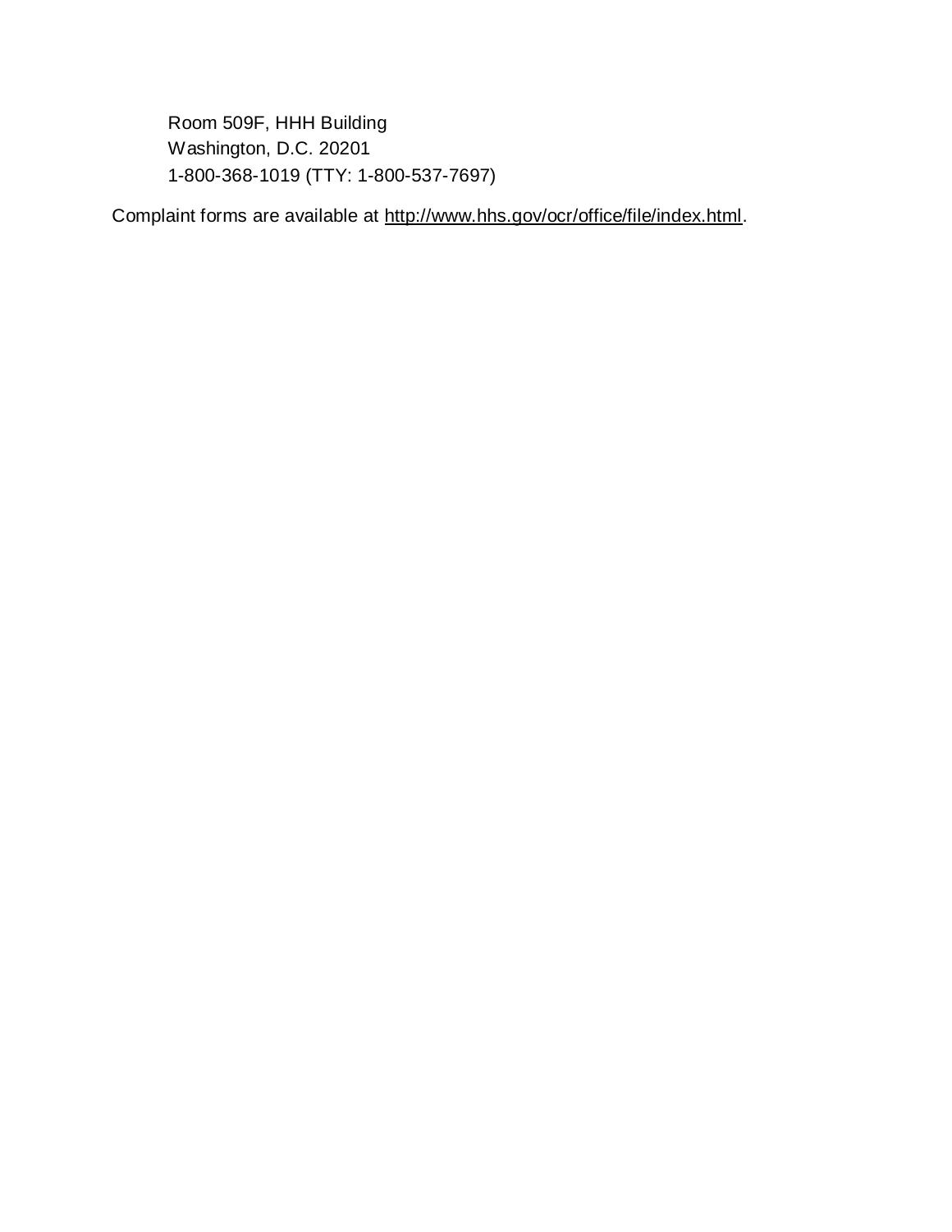Room 509F, HHH Building
Washington, D.C. 20201
1-800-368-1019 (TTY: 1-800-537-7697)

Complaint forms are available at http://www.hhs.gov/ocr/office/file/index.html.